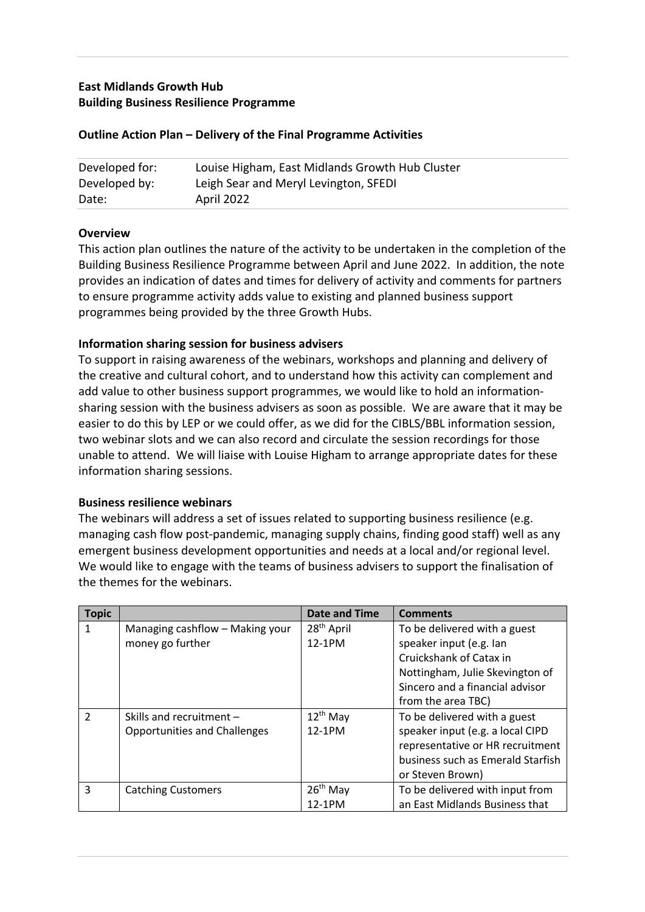**East Midlands Growth Hub**
**Building Business Resilience Programme**

**Outline Action Plan – Delivery of the Final Programme Activities**

| | |
|---|---|
| Developed for: | Louise Higham, East Midlands Growth Hub Cluster |
| Developed by: | Leigh Sear and Meryl Levington, SFEDI |
| Date: | April 2022 |

**Overview**

This action plan outlines the nature of the activity to be undertaken in the completion of the Building Business Resilience Programme between April and June 2022. In addition, the note provides an indication of dates and times for delivery of activity and comments for partners to ensure programme activity adds value to existing and planned business support programmes being provided by the three Growth Hubs.

**Information sharing session for business advisers**

To support in raising awareness of the webinars, workshops and planning and delivery of the creative and cultural cohort, and to understand how this activity can complement and add value to other business support programmes, we would like to hold an information-sharing session with the business advisers as soon as possible. We are aware that it may be easier to do this by LEP or we could offer, as we did for the CIBLS/BBL information session, two webinar slots and we can also record and circulate the session recordings for those unable to attend. We will liaise with Louise Higham to arrange appropriate dates for these information sharing sessions.

**Business resilience webinars**

The webinars will address a set of issues related to supporting business resilience (e.g. managing cash flow post-pandemic, managing supply chains, finding good staff) well as any emergent business development opportunities and needs at a local and/or regional level. We would like to engage with the teams of business advisers to support the finalisation of the themes for the webinars.

| Topic | | Date and Time | Comments |
|---|---|---|---|
| 1 | Managing cashflow – Making your money go further | 28th April 12-1PM | To be delivered with a guest speaker input (e.g. Ian Cruickshank of Catax in Nottingham, Julie Skevington of Sincero and a financial advisor from the area TBC) |
| 2 | Skills and recruitment – Opportunities and Challenges | 12th May 12-1PM | To be delivered with a guest speaker input (e.g. a local CIPD representative or HR recruitment business such as Emerald Starfish or Steven Brown) |
| 3 | Catching Customers | 26th May 12-1PM | To be delivered with input from an East Midlands Business that |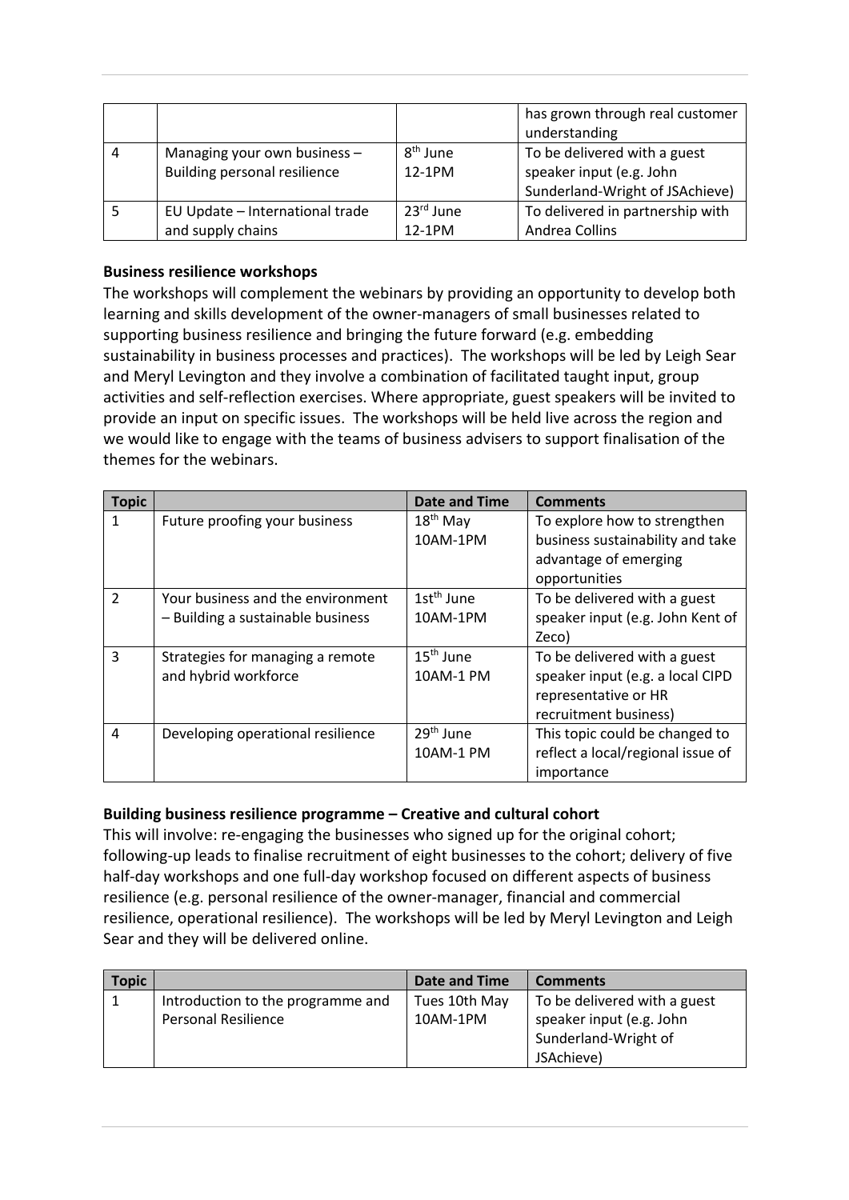| | | | has grown through real customer understanding |
|---|---|---|---|
| 4 | Managing your own business – Building personal resilience | 8th June 12-1PM | To be delivered with a guest speaker input (e.g. John Sunderland-Wright of JSAchieve) |
| 5 | EU Update – International trade and supply chains | 23rd June 12-1PM | To delivered in partnership with Andrea Collins |

**Business resilience workshops**

The workshops will complement the webinars by providing an opportunity to develop both learning and skills development of the owner-managers of small businesses related to supporting business resilience and bringing the future forward (e.g. embedding sustainability in business processes and practices). The workshops will be led by Leigh Sear and Meryl Levington and they involve a combination of facilitated taught input, group activities and self-reflection exercises. Where appropriate, guest speakers will be invited to provide an input on specific issues. The workshops will be held live across the region and we would like to engage with the teams of business advisers to support finalisation of the themes for the webinars.

| Topic | | Date and Time | Comments |
|---|---|---|---|
| 1 | Future proofing your business | 18th May 10AM-1PM | To explore how to strengthen business sustainability and take advantage of emerging opportunities |
| 2 | Your business and the environment – Building a sustainable business | 1st June 10AM-1PM | To be delivered with a guest speaker input (e.g. John Kent of Zeco) |
| 3 | Strategies for managing a remote and hybrid workforce | 15th June 10AM-1 PM | To be delivered with a guest speaker input (e.g. a local CIPD representative or HR recruitment business) |
| 4 | Developing operational resilience | 29th June 10AM-1 PM | This topic could be changed to reflect a local/regional issue of importance |

**Building business resilience programme – Creative and cultural cohort**

This will involve: re-engaging the businesses who signed up for the original cohort; following-up leads to finalise recruitment of eight businesses to the cohort; delivery of five half-day workshops and one full-day workshop focused on different aspects of business resilience (e.g. personal resilience of the owner-manager, financial and commercial resilience, operational resilience). The workshops will be led by Meryl Levington and Leigh Sear and they will be delivered online.

| Topic | | Date and Time | Comments |
|---|---|---|---|
| 1 | Introduction to the programme and Personal Resilience | Tues 10th May 10AM-1PM | To be delivered with a guest speaker input (e.g. John Sunderland-Wright of JSAchieve) |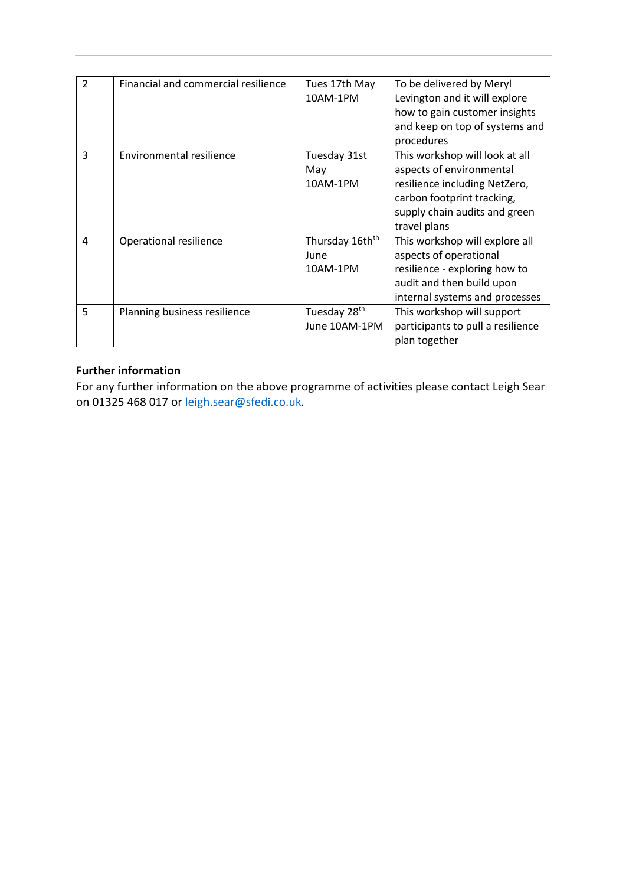| | | | |
|---|---|---|---|
| 2 | Financial and commercial resilience | Tues 17th May 10AM-1PM | To be delivered by Meryl Levington and it will explore how to gain customer insights and keep on top of systems and procedures |
| 3 | Environmental resilience | Tuesday 31st May 10AM-1PM | This workshop will look at all aspects of environmental resilience including NetZero, carbon footprint tracking, supply chain audits and green travel plans |
| 4 | Operational resilience | Thursday 16th$^{th}$ June 10AM-1PM | This workshop will explore all aspects of operational resilience - exploring how to audit and then build upon internal systems and processes |
| 5 | Planning business resilience | Tuesday 28$^{th}$ June 10AM-1PM | This workshop will support participants to pull a resilience plan together |

**Further information**

For any further information on the above programme of activities please contact Leigh Sear on 01325 468 017 or leigh.sear@sfedi.co.uk.